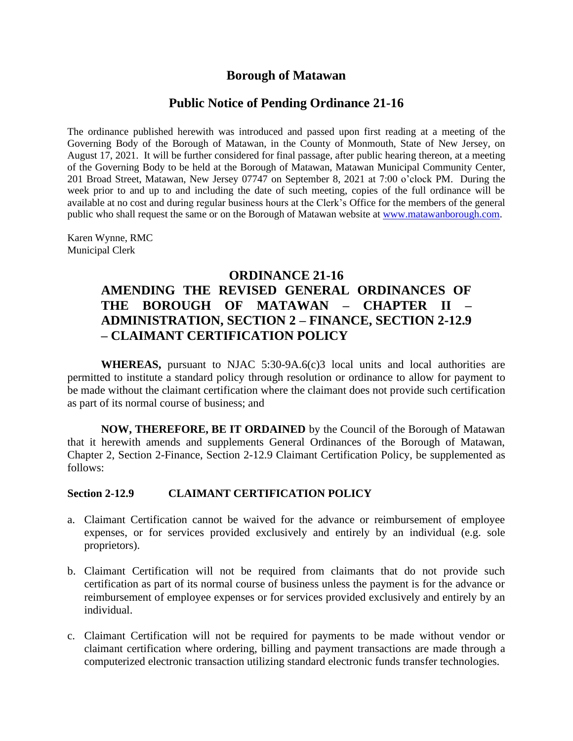# Borough of Matawan

## Public Notice of Pending Ordinance 21-16

The ordinance published herewith was introduced and passed upon first reading at a meeting of the Governing Body of the Borough of Matawan, in the County of Monmouth, State of New Jersey, on August 17, 2021. It will be further considered for final passage, after public hearing thereon, at a meeting of the Governing Body to be held at the Borough of Matawan, Matawan Municipal Community Center, 201 Broad Street, Matawan, New Jersey 07747 on September 8, 2021 at 7:00 o'clock PM. During the week prior to and up to and including the date of such meeting, copies of the full ordinance will be available at no cost and during regular business hours at the Clerk's Office for the members of the general public who shall request the same or on the Borough of Matawan website at www.matawanborough.com.

Karen Wynne, RMC
Municipal Clerk

## ORDINANCE 21-16

## AMENDING THE REVISED GENERAL ORDINANCES OF THE BOROUGH OF MATAWAN – CHAPTER II – ADMINISTRATION, SECTION 2 – FINANCE, SECTION 2-12.9 – CLAIMANT CERTIFICATION POLICY

**WHEREAS,** pursuant to NJAC 5:30-9A.6(c)3 local units and local authorities are permitted to institute a standard policy through resolution or ordinance to allow for payment to be made without the claimant certification where the claimant does not provide such certification as part of its normal course of business; and

**NOW, THEREFORE, BE IT ORDAINED** by the Council of the Borough of Matawan that it herewith amends and supplements General Ordinances of the Borough of Matawan, Chapter 2, Section 2-Finance, Section 2-12.9 Claimant Certification Policy, be supplemented as follows:

**Section 2-12.9 CLAIMANT CERTIFICATION POLICY**

a. Claimant Certification cannot be waived for the advance or reimbursement of employee expenses, or for services provided exclusively and entirely by an individual (e.g. sole proprietors).

b. Claimant Certification will not be required from claimants that do not provide such certification as part of its normal course of business unless the payment is for the advance or reimbursement of employee expenses or for services provided exclusively and entirely by an individual.

c. Claimant Certification will not be required for payments to be made without vendor or claimant certification where ordering, billing and payment transactions are made through a computerized electronic transaction utilizing standard electronic funds transfer technologies.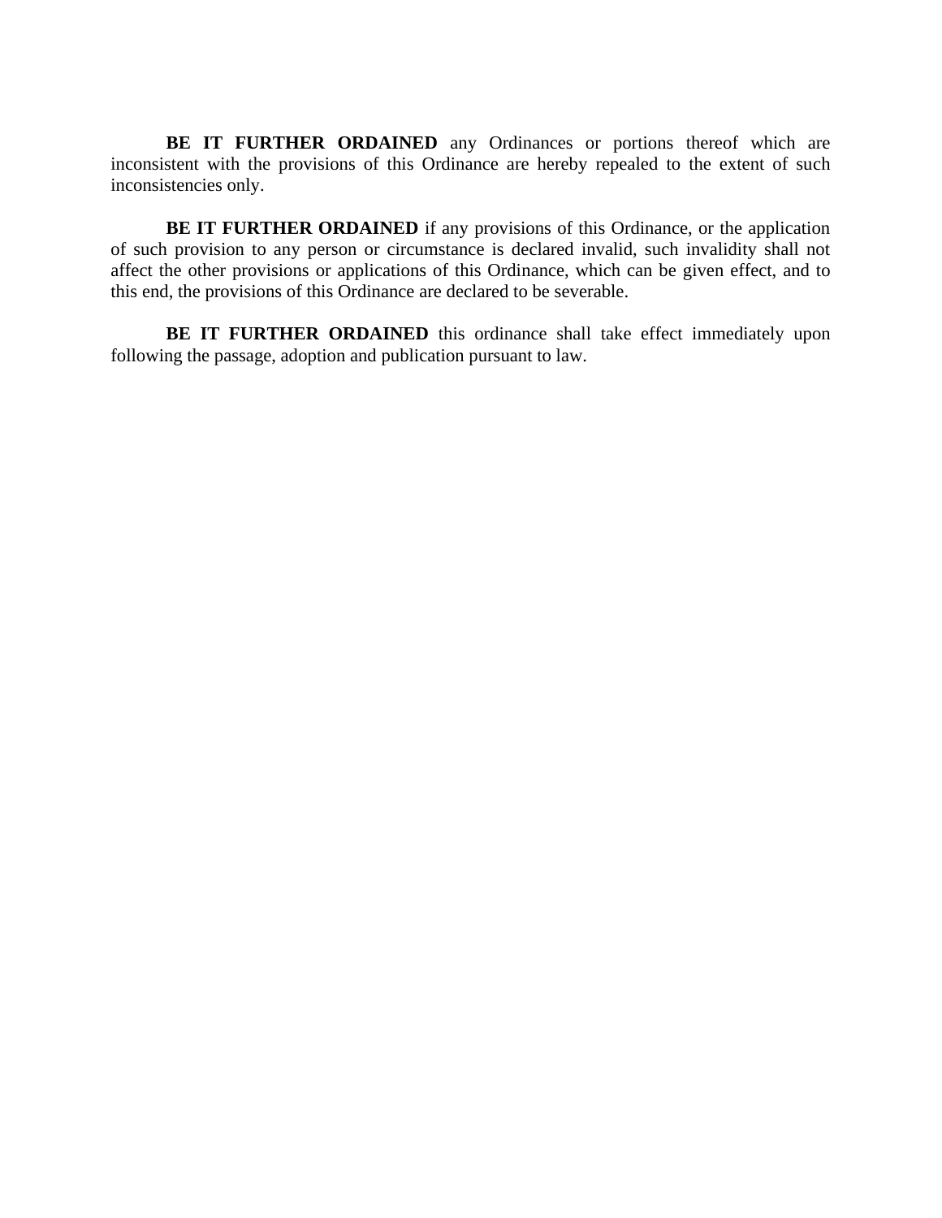**BE IT FURTHER ORDAINED** any Ordinances or portions thereof which are inconsistent with the provisions of this Ordinance are hereby repealed to the extent of such inconsistencies only.

**BE IT FURTHER ORDAINED** if any provisions of this Ordinance, or the application of such provision to any person or circumstance is declared invalid, such invalidity shall not affect the other provisions or applications of this Ordinance, which can be given effect, and to this end, the provisions of this Ordinance are declared to be severable.

**BE IT FURTHER ORDAINED** this ordinance shall take effect immediately upon following the passage, adoption and publication pursuant to law.